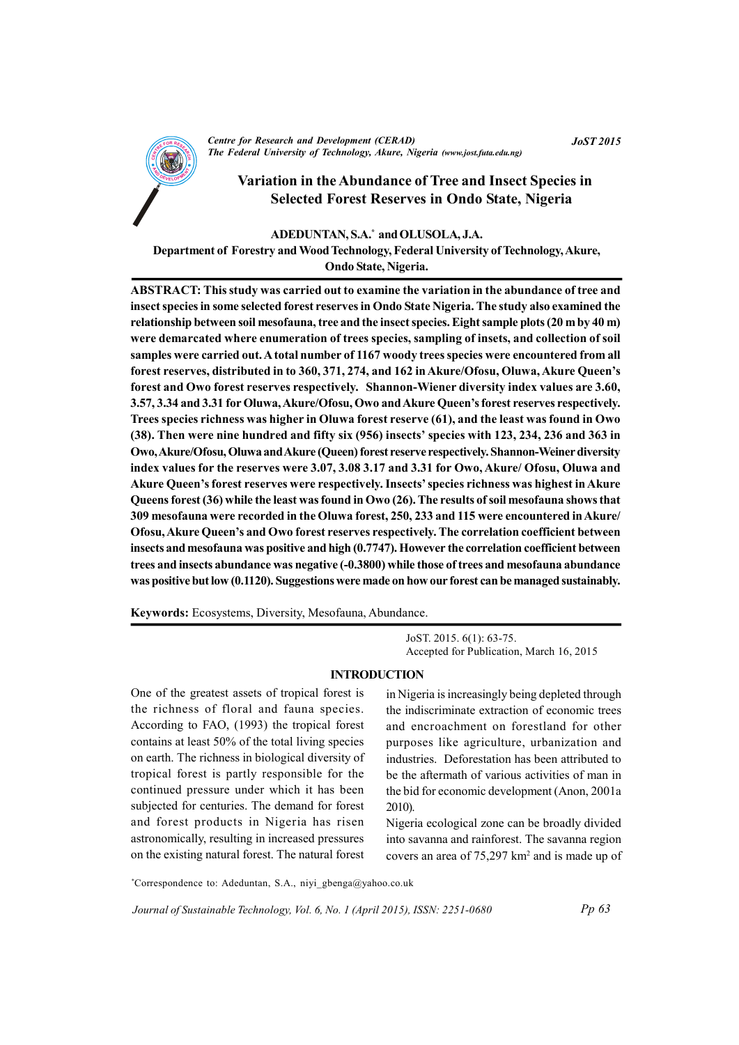# Variation in the Abundance of Tree and Insect Species in Selected Forest Reserves in Ondo State, Nigeria

**ADEDUNTAN, S.A.*  and OLUSOLA, J.A.**

**Department of Forestry and Wood Technology, Federal University of Technology, Akure, Ondo State, Nigeria.**

**ABSTRACT: This study was carried out to examine the variation in the abundance of tree and insect species in some selected forest reserves in Ondo State Nigeria. The study also examined the relationship between soil mesofauna, tree and the insect species. Eight sample plots (20 m by 40 m) were demarcated where enumeration of trees species, sampling of insets, and collection of soil samples were carried out. A total number of 1167 woody trees species were encountered from all forest reserves, distributed in to 360, 371, 274, and 162 in Akure/Ofosu, Oluwa, Akure Queen's forest and Owo forest reserves respectively. Shannon-Wiener diversity index values are 3.60, 3.57, 3.34 and 3.31 for Oluwa, Akure/Ofosu, Owo and Akure Queen's forest reserves respectively. Trees species richness was higher in Oluwa forest reserve (61), and the least was found in Owo (38). Then were nine hundred and fifty six (956) insects' species with 123, 234, 236 and 363 in Owo, Akure/Ofosu, Oluwa and Akure (Queen) forest reserve respectively. Shannon-Weiner diversity index values for the reserves were 3.07, 3.08 3.17 and 3.31 for Owo, Akure/ Ofosu, Oluwa and Akure Queen's forest reserves were respectively. Insects' species richness was highest in Akure Queens forest (36) while the least was found in Owo (26). The results of soil mesofauna shows that 309 mesofauna were recorded in the Oluwa forest, 250, 233 and 115 were encountered in Akure/ Ofosu, Akure Queen's and Owo forest reserves respectively. The correlation coefficient between insects and mesofauna was positive and high (0.7747). However the correlation coefficient between trees and insects abundance was negative (-0.3800) while those of trees and mesofauna abundance was positive but low (0.1120). Suggestions were made on how our forest can be managed sustainably.**

**Keywords:** Ecosystems, Diversity, Mesofauna, Abundance.

JoST. 2015. 6(1): 63-75.
Accepted for Publication, March 16, 2015

## INTRODUCTION

One of the greatest assets of tropical forest is the richness of floral and fauna species. According to FAO, (1993) the tropical forest contains at least 50% of the total living species on earth. The richness in biological diversity of tropical forest is partly responsible for the continued pressure under which it has been subjected for centuries. The demand for forest and forest products in Nigeria has risen astronomically, resulting in increased pressures on the existing natural forest. The natural forest in Nigeria is increasingly being depleted through the indiscriminate extraction of economic trees and encroachment on forestland for other purposes like agriculture, urbanization and industries. Deforestation has been attributed to be the aftermath of various activities of man in the bid for economic development (Anon, 2001a 2010).

Nigeria ecological zone can be broadly divided into savanna and rainforest. The savanna region covers an area of 75,297 km$^2$ and is made up of

*Correspondence to: Adeduntan, S.A., niyi_gbenga@yahoo.co.uk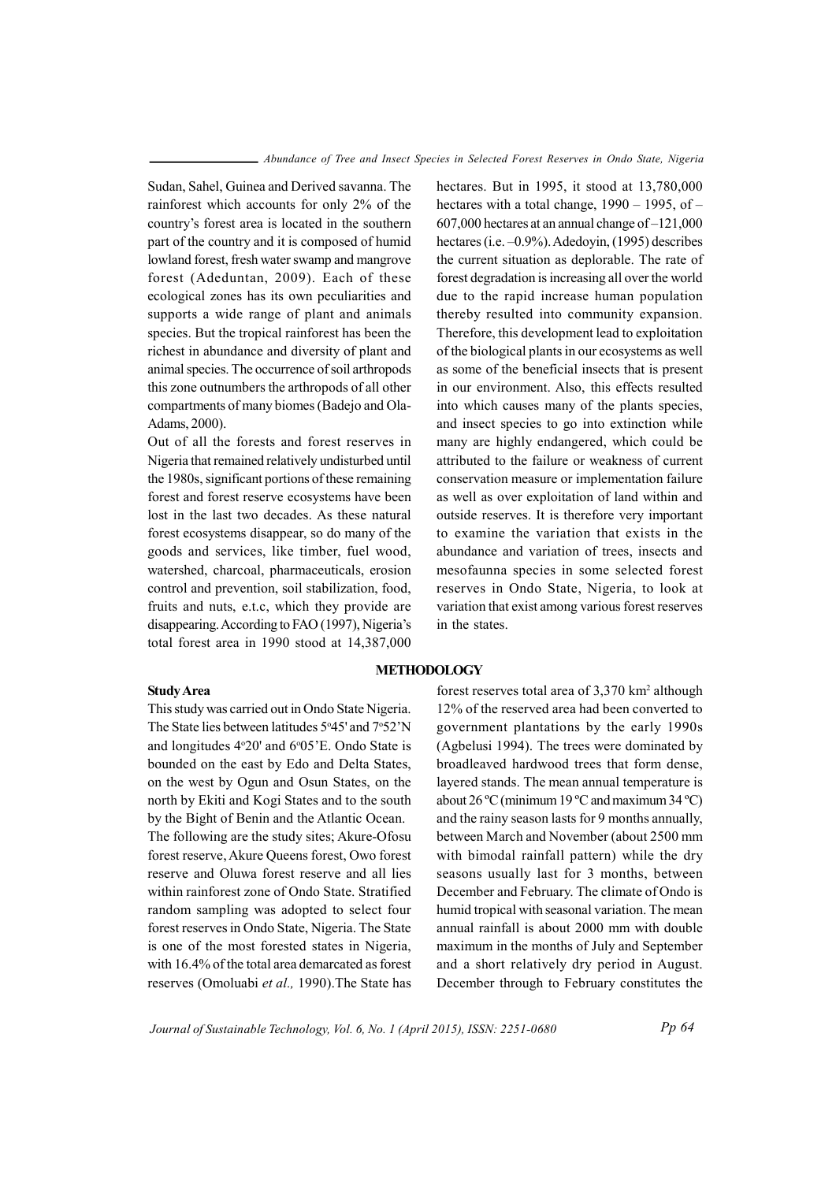Sudan, Sahel, Guinea and Derived savanna. The rainforest which accounts for only 2% of the country's forest area is located in the southern part of the country and it is composed of humid lowland forest, fresh water swamp and mangrove forest (Adeduntan, 2009). Each of these ecological zones has its own peculiarities and supports a wide range of plant and animals species. But the tropical rainforest has been the richest in abundance and diversity of plant and animal species. The occurrence of soil arthropods this zone outnumbers the arthropods of all other compartments of many biomes (Badejo and Ola-Adams, 2000).

Out of all the forests and forest reserves in Nigeria that remained relatively undisturbed until the 1980s, significant portions of these remaining forest and forest reserve ecosystems have been lost in the last two decades. As these natural forest ecosystems disappear, so do many of the goods and services, like timber, fuel wood, watershed, charcoal, pharmaceuticals, erosion control and prevention, soil stabilization, food, fruits and nuts, e.t.c, which they provide are disappearing. According to FAO (1997), Nigeria's total forest area in 1990 stood at 14,387,000 hectares. But in 1995, it stood at 13,780,000 hectares with a total change, 1990 – 1995, of –607,000 hectares at an annual change of –121,000 hectares (i.e. –0.9%). Adedoyin, (1995) describes the current situation as deplorable. The rate of forest degradation is increasing all over the world due to the rapid increase human population thereby resulted into community expansion. Therefore, this development lead to exploitation of the biological plants in our ecosystems as well as some of the beneficial insects that is present in our environment. Also, this effects resulted into which causes many of the plants species, and insect species to go into extinction while many are highly endangered, which could be attributed to the failure or weakness of current conservation measure or implementation failure as well as over exploitation of land within and outside reserves. It is therefore very important to examine the variation that exists in the abundance and variation of trees, insects and mesofaunna species in some selected forest reserves in Ondo State, Nigeria, to look at variation that exist among various forest reserves in the states.

## METHODOLOGY

### Study Area

This study was carried out in Ondo State Nigeria. The State lies between latitudes 5°45' and 7°52'N and longitudes 4°20' and 6°05'E. Ondo State is bounded on the east by Edo and Delta States, on the west by Ogun and Osun States, on the north by Ekiti and Kogi States and to the south by the Bight of Benin and the Atlantic Ocean.

The following are the study sites; Akure-Ofosu forest reserve, Akure Queens forest, Owo forest reserve and Oluwa forest reserve and all lies within rainforest zone of Ondo State. Stratified random sampling was adopted to select four forest reserves in Ondo State, Nigeria. The State is one of the most forested states in Nigeria, with 16.4% of the total area demarcated as forest reserves (Omoluabi *et al.,* 1990).The State has forest reserves total area of 3,370 km$^2$ although 12% of the reserved area had been converted to government plantations by the early 1990s (Agbelusi 1994). The trees were dominated by broadleaved hardwood trees that form dense, layered stands. The mean annual temperature is about 26 ºC (minimum 19 ºC and maximum 34 ºC) and the rainy season lasts for 9 months annually, between March and November (about 2500 mm with bimodal rainfall pattern) while the dry seasons usually last for 3 months, between December and February. The climate of Ondo is humid tropical with seasonal variation. The mean annual rainfall is about 2000 mm with double maximum in the months of July and September and a short relatively dry period in August. December through to February constitutes the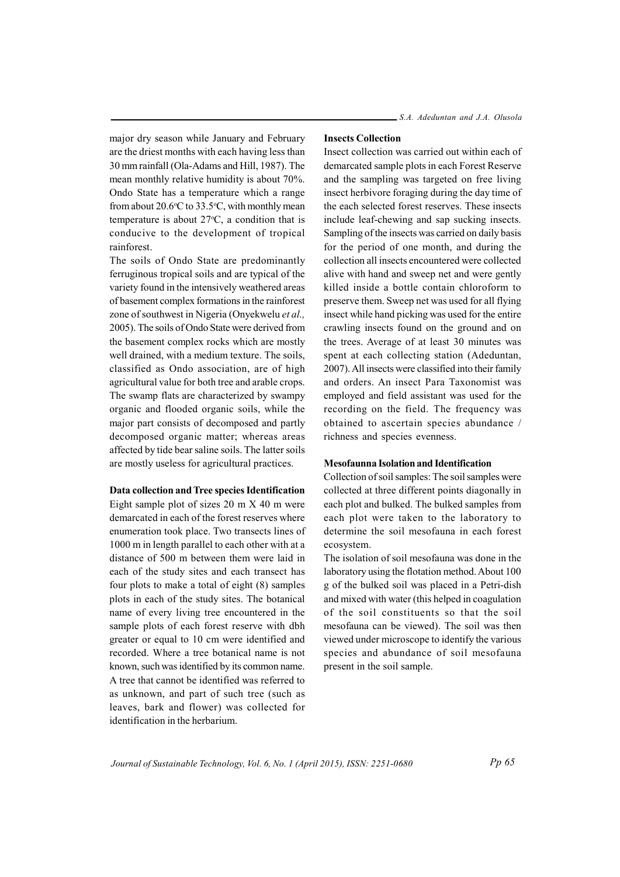major dry season while January and February are the driest months with each having less than 30 mm rainfall (Ola-Adams and Hill, 1987). The mean monthly relative humidity is about 70%. Ondo State has a temperature which a range from about 20.6°C to 33.5°C, with monthly mean temperature is about 27°C, a condition that is conducive to the development of tropical rainforest.

The soils of Ondo State are predominantly ferruginous tropical soils and are typical of the variety found in the intensively weathered areas of basement complex formations in the rainforest zone of southwest in Nigeria (Onyekwelu *et al.,* 2005). The soils of Ondo State were derived from the basement complex rocks which are mostly well drained, with a medium texture. The soils, classified as Ondo association, are of high agricultural value for both tree and arable crops. The swamp flats are characterized by swampy organic and flooded organic soils, while the major part consists of decomposed and partly decomposed organic matter; whereas areas affected by tide bear saline soils. The latter soils are mostly useless for agricultural practices.

**Data collection and Tree species Identification**

Eight sample plot of sizes 20 m X 40 m were demarcated in each of the forest reserves where enumeration took place. Two transects lines of 1000 m in length parallel to each other with at a distance of 500 m between them were laid in each of the study sites and each transect has four plots to make a total of eight (8) samples plots in each of the study sites. The botanical name of every living tree encountered in the sample plots of each forest reserve with dbh greater or equal to 10 cm were identified and recorded. Where a tree botanical name is not known, such was identified by its common name. A tree that cannot be identified was referred to as unknown, and part of such tree (such as leaves, bark and flower) was collected for identification in the herbarium.

**Insects Collection**

Insect collection was carried out within each of demarcated sample plots in each Forest Reserve and the sampling was targeted on free living insect herbivore foraging during the day time of the each selected forest reserves. These insects include leaf-chewing and sap sucking insects. Sampling of the insects was carried on daily basis for the period of one month, and during the collection all insects encountered were collected alive with hand and sweep net and were gently killed inside a bottle contain chloroform to preserve them. Sweep net was used for all flying insect while hand picking was used for the entire crawling insects found on the ground and on the trees. Average of at least 30 minutes was spent at each collecting station (Adeduntan, 2007). All insects were classified into their family and orders. An insect Para Taxonomist was employed and field assistant was used for the recording on the field. The frequency was obtained to ascertain species abundance / richness and species evenness.

**Mesofaunna Isolation and Identification**

Collection of soil samples: The soil samples were collected at three different points diagonally in each plot and bulked. The bulked samples from each plot were taken to the laboratory to determine the soil mesofauna in each forest ecosystem.

The isolation of soil mesofauna was done in the laboratory using the flotation method. About 100 g of the bulked soil was placed in a Petri-dish and mixed with water (this helped in coagulation of the soil constituents so that the soil mesofauna can be viewed). The soil was then viewed under microscope to identify the various species and abundance of soil mesofauna present in the soil sample.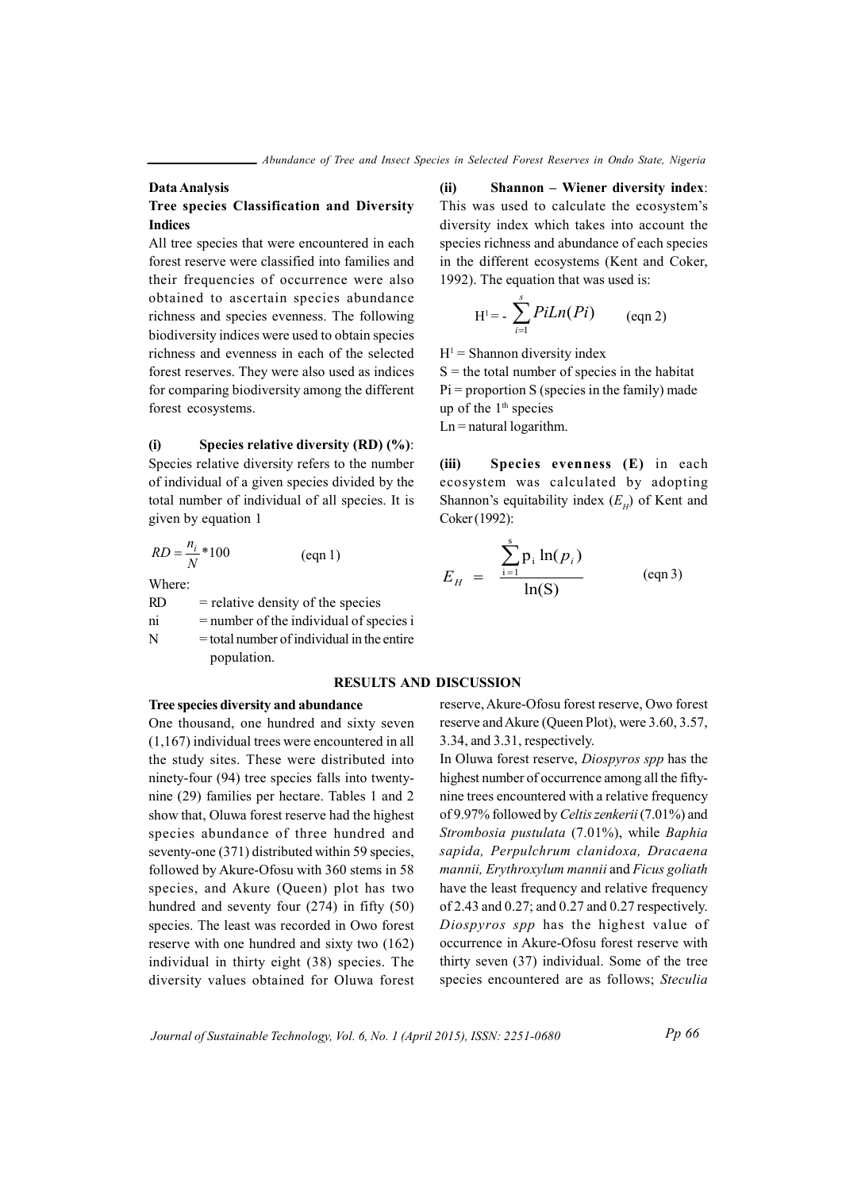### Data Analysis

### Tree species Classification and Diversity Indices

All tree species that were encountered in each forest reserve were classified into families and their frequencies of occurrence were also obtained to ascertain species abundance richness and species evenness. The following biodiversity indices were used to obtain species richness and evenness in each of the selected forest reserves. They were also used as indices for comparing biodiversity among the different forest ecosystems.

**(i) Species relative diversity (RD) (%)**: Species relative diversity refers to the number of individual of a given species divided by the total number of individual of all species. It is given by equation 1

$$RD = \frac{n_i}{N} * 100 \qquad \text{(eqn 1)}$$

Where:

RD = relative density of the species

ni = number of the individual of species i

N = total number of individual in the entire population.

**(ii) Shannon – Wiener diversity index**: This was used to calculate the ecosystem's diversity index which takes into account the species richness and abundance of each species in the different ecosystems (Kent and Coker, 1992). The equation that was used is:

$$H^1 = -\sum_{i=1}^{s} PiLn(Pi) \qquad \text{(eqn 2)}$$

$H^1$ = Shannon diversity index

S = the total number of species in the habitat

Pi = proportion S (species in the family) made up of the $1^{th}$ species

Ln = natural logarithm.

**(iii) Species evenness (E)** in each ecosystem was calculated by adopting Shannon's equitability index ($E_H$) of Kent and Coker (1992):

$$E_H = \frac{\sum_{i=1}^{s} p_i \ln(p_i)}{\ln(S)} \qquad \text{(eqn 3)}$$

## RESULTS AND DISCUSSION

### Tree species diversity and abundance

One thousand, one hundred and sixty seven (1,167) individual trees were encountered in all the study sites. These were distributed into ninety-four (94) tree species falls into twenty-nine (29) families per hectare. Tables 1 and 2 show that, Oluwa forest reserve had the highest species abundance of three hundred and seventy-one (371) distributed within 59 species, followed by Akure-Ofosu with 360 stems in 58 species, and Akure (Queen) plot has two hundred and seventy four (274) in fifty (50) species. The least was recorded in Owo forest reserve with one hundred and sixty two (162) individual in thirty eight (38) species. The diversity values obtained for Oluwa forest reserve, Akure-Ofosu forest reserve, Owo forest reserve and Akure (Queen Plot), were 3.60, 3.57, 3.34, and 3.31, respectively.

In Oluwa forest reserve, *Diospyros spp* has the highest number of occurrence among all the fifty-nine trees encountered with a relative frequency of 9.97% followed by *Celtis zenkerii* (7.01%) and *Strombosia pustulata* (7.01%), while *Baphia sapida, Perpulchrum clanidoxa, Dracaena mannii, Erythroxylum mannii* and *Ficus goliath* have the least frequency and relative frequency of 2.43 and 0.27; and 0.27 and 0.27 respectively. *Diospyros spp* has the highest value of occurrence in Akure-Ofosu forest reserve with thirty seven (37) individual. Some of the tree species encountered are as follows; *Steculia*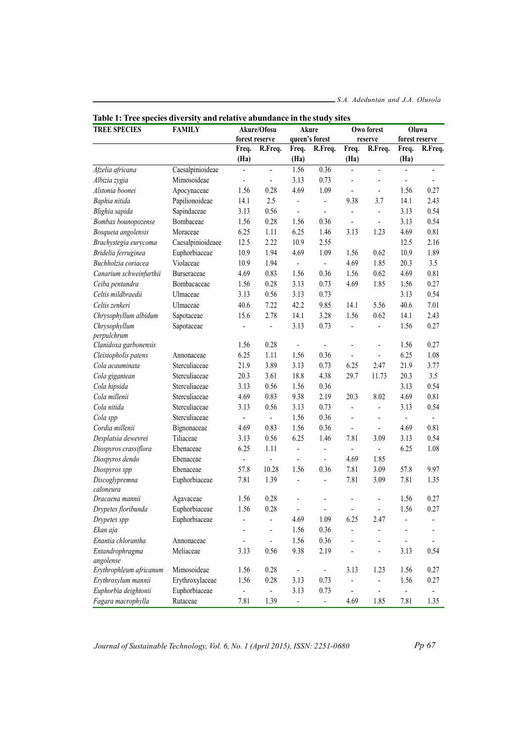**Table 1: Tree species diversity and relative abundance in the study sites**

| TREE SPECIES | FAMILY | Akure/Ofosu forest reserve | | Akure queen's forest | | Owo forest reserve | | Oluwa forest reserve | |
|---|---|---|---|---|---|---|---|---|---|
| | | Freq. (Ha) | R.Freq. | Freq. (Ha) | R.Freq. | Freq. (Ha) | R.Freq. | Freq. (Ha) | R.Freq. |
| *Afzelia africana* | Caesalpinioideae | - | - | 1.56 | 0.36 | - | - | - | - |
| *Albizia zygia* | Mimosoideae | - | - | 3.13 | 0.73 | - | - | - | - |
| *Alstonia boonei* | Apocynaceae | 1.56 | 0.28 | 4.69 | 1.09 | - | - | 1.56 | 0.27 |
| *Baphia nitida* | Papilionoideae | 14.1 | 2.5 | - | - | 9.38 | 3.7 | 14.1 | 2.43 |
| *Blighia sapida* | Sapindaceae | 3.13 | 0.56 | - | - | - | - | 3.13 | 0.54 |
| *Bombax bounopozense* | Bombaceae | 1.56 | 0.28 | 1.56 | 0.36 | - | - | 3.13 | 0.54 |
| *Bosqueia angolensis* | Moraceae | 6.25 | 1.11 | 6.25 | 1.46 | 3.13 | 1.23 | 4.69 | 0.81 |
| *Brachystegia eurycoma* | Caesalpinioideaee | 12.5 | 2.22 | 10.9 | 2.55 | | | 12.5 | 2.16 |
| *Bridelia ferruginea* | Euphorbiaceae | 10.9 | 1.94 | 4.69 | 1.09 | 1.56 | 0.62 | 10.9 | 1.89 |
| *Buchholzia coriacea* | Violaceae | 10.9 | 1.94 | - | - | 4.69 | 1.85 | 20.3 | 3.5 |
| *Canarium schweinfurthii* | Burseraceae | 4.69 | 0.83 | 1.56 | 0.36 | 1.56 | 0.62 | 4.69 | 0.81 |
| *Ceiba pentandra* | Bombacaceae | 1.56 | 0.28 | 3.13 | 0.73 | 4.69 | 1.85 | 1.56 | 0.27 |
| *Celtis mildbraedii* | Ulmaceae | 3.13 | 0.56 | 3.13 | 0.73 | | | 3.13 | 0.54 |
| *Celtis zenkeri* | Ulmaceae | 40.6 | 7.22 | 42.2 | 9.85 | 14.1 | 5.56 | 40.6 | 7.01 |
| *Chrysophyllum albidum* | Sapotaceae | 15.6 | 2.78 | 14.1 | 3.28 | 1.56 | 0.62 | 14.1 | 2.43 |
| *Chrysophyllum perpulchrum* | Sapotaceae | - | - | 3.13 | 0.73 | - | - | 1.56 | 0.27 |
| *Clanidoxa garbonensis* | | 1.56 | 0.28 | - | - | - | - | 1.56 | 0.27 |
| *Cleistopholis patens* | Annonaceae | 6.25 | 1.11 | 1.56 | 0.36 | - | - | 6.25 | 1.08 |
| *Cola acauminata* | Sterculiaceae | 21.9 | 3.89 | 3.13 | 0.73 | 6.25 | 2.47 | 21.9 | 3.77 |
| *Cola gigantean* | Sterculiaceae | 20.3 | 3.61 | 18.8 | 4.38 | 29.7 | 11.73 | 20.3 | 3.5 |
| *Cola hipsida* | Sterculiaceae | 3.13 | 0.56 | 1.56 | 0.36 | | | 3.13 | 0.54 |
| *Cola millenii* | Sterculiaceae | 4.69 | 0.83 | 9.38 | 2.19 | 20.3 | 8.02 | 4.69 | 0.81 |
| *Cola nitida* | Sterculiaceae | 3.13 | 0.56 | 3.13 | 0.73 | - | - | 3.13 | 0.54 |
| *Cola spp* | Sterculiaceae | - | - | 1.56 | 0.36 | - | - | - | - |
| *Cordia millenii* | Bignonaceae | 4.69 | 0.83 | 1.56 | 0.36 | - | - | 4.69 | 0.81 |
| *Desplatsia dewevrei* | Tiliaceae | 3.13 | 0.56 | 6.25 | 1.46 | 7.81 | 3.09 | 3.13 | 0.54 |
| *Diospyros crassiflora* | Ebenaceae | 6.25 | 1.11 | - | - | - | - | 6.25 | 1.08 |
| *Diospyros dendo* | Ebenaceae | - | - | - | - | 4.69 | 1.85 | | |
| *Diospyros spp* | Ebenaceae | 57.8 | 10.28 | 1.56 | 0.36 | 7.81 | 3.09 | 57.8 | 9.97 |
| *Discoglypremna caloneura* | Euphorbiaceae | 7.81 | 1.39 | - | - | 7.81 | 3.09 | 7.81 | 1.35 |
| *Dracaena mannii* | Agavaceae | 1.56 | 0.28 | - | - | - | - | 1.56 | 0.27 |
| *Drypetes floribunda* | Euphorbiaceae | 1.56 | 0.28 | - | - | - | - | 1.56 | 0.27 |
| *Drypetes spp* | Euphorbiaceae | - | - | 4.69 | 1.09 | 6.25 | 2.47 | - | - |
| *Ekan aja* | | - | - | 1.56 | 0.36 | - | - | - | - |
| *Enantia chlorantha* | Annonaceae | - | - | 1.56 | 0.36 | - | - | - | - |
| *Entandrophragma angolense* | Meliaceae | 3.13 | 0.56 | 9.38 | 2.19 | - | - | 3.13 | 0.54 |
| *Erythrophleum africanum* | Mimosoideae | 1.56 | 0.28 | - | - | 3.13 | 1.23 | 1.56 | 0.27 |
| *Erythroxylum mannii* | Erythroxylaceae | 1.56 | 0.28 | 3.13 | 0.73 | - | - | 1.56 | 0.27 |
| *Euphorbia deightonii* | Euphorbiaceae | - | - | 3.13 | 0.73 | - | - | - | - |
| *Fagara macrophylla* | Rutaceae | 7.81 | 1.39 | - | - | 4.69 | 1.85 | 7.81 | 1.35 |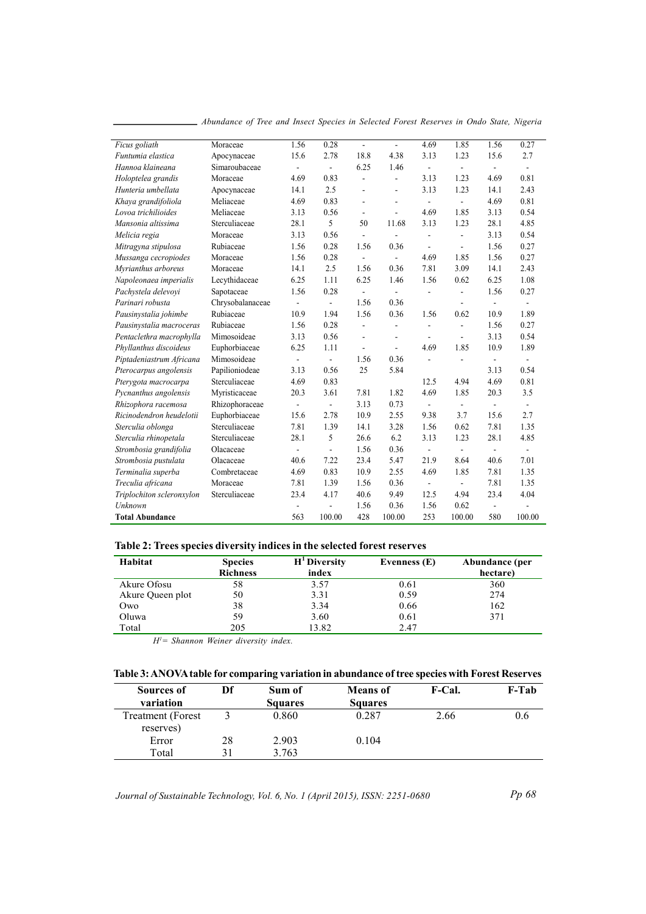| | | | | | | | | | |
|---|---|---|---|---|---|---|---|---|---|
| *Ficus goliath* | Moraceae | 1.56 | 0.28 | - | - | 4.69 | 1.85 | 1.56 | 0.27 |
| *Funtumia elastica* | Apocynaceae | 15.6 | 2.78 | 18.8 | 4.38 | 3.13 | 1.23 | 15.6 | 2.7 |
| *Hannoa klaineana* | Simaroubaceae | - | - | 6.25 | 1.46 | - | - | - | - |
| *Holoptelea grandis* | Moraceae | 4.69 | 0.83 | - | - | 3.13 | 1.23 | 4.69 | 0.81 |
| *Hunteria umbellata* | Apocynaceae | 14.1 | 2.5 | - | - | 3.13 | 1.23 | 14.1 | 2.43 |
| *Khaya grandifoliola* | Meliaceae | 4.69 | 0.83 | - | - | - | - | 4.69 | 0.81 |
| *Lovoa trichilioides* | Meliaceae | 3.13 | 0.56 | - | - | 4.69 | 1.85 | 3.13 | 0.54 |
| *Mansonia altissima* | Sterculiaceae | 28.1 | 5 | 50 | 11.68 | 3.13 | 1.23 | 28.1 | 4.85 |
| *Melicia regia* | Moraceae | 3.13 | 0.56 | - | - | - | - | 3.13 | 0.54 |
| *Mitragyna stipulosa* | Rubiaceae | 1.56 | 0.28 | 1.56 | 0.36 | - | - | 1.56 | 0.27 |
| *Mussanga cecropiodes* | Moraceae | 1.56 | 0.28 | - | - | 4.69 | 1.85 | 1.56 | 0.27 |
| *Myrianthus arboreus* | Moraceae | 14.1 | 2.5 | 1.56 | 0.36 | 7.81 | 3.09 | 14.1 | 2.43 |
| *Napoleonaea imperialis* | Lecythidaceae | 6.25 | 1.11 | 6.25 | 1.46 | 1.56 | 0.62 | 6.25 | 1.08 |
| *Pachystela delevoyi* | Sapotaceae | 1.56 | 0.28 | - | - | - | - | 1.56 | 0.27 |
| *Parinari robusta* | Chrysobalanaceae | - | - | 1.56 | 0.36 | | - | - | - |
| *Pausinystalia johimbe* | Rubiaceae | 10.9 | 1.94 | 1.56 | 0.36 | 1.56 | 0.62 | 10.9 | 1.89 |
| *Pausinystalia macroceras* | Rubiaceae | 1.56 | 0.28 | - | - | - | - | 1.56 | 0.27 |
| *Pentaclethra macrophylla* | Mimosoideae | 3.13 | 0.56 | - | - | - | - | 3.13 | 0.54 |
| *Phyllanthus discoideus* | Euphorbiaceae | 6.25 | 1.11 | - | - | 4.69 | 1.85 | 10.9 | 1.89 |
| *Piptadeniastrum Africana* | Mimosoideae | - | - | 1.56 | 0.36 | - | - | - | - |
| *Pterocarpus angolensis* | Papilioniodeae | 3.13 | 0.56 | 25 | 5.84 | | | 3.13 | 0.54 |
| *Pterygota macrocarpa* | Sterculiaceae | 4.69 | 0.83 | | | 12.5 | 4.94 | 4.69 | 0.81 |
| *Pycnanthus angolensis* | Myristicaceae | 20.3 | 3.61 | 7.81 | 1.82 | 4.69 | 1.85 | 20.3 | 3.5 |
| *Rhizophora racemosa* | Rhizophoraceae | - | - | 3.13 | 0.73 | - | - | - | - |
| *Ricinodendron heudelotii* | Euphorbiaceae | 15.6 | 2.78 | 10.9 | 2.55 | 9.38 | 3.7 | 15.6 | 2.7 |
| *Sterculia oblonga* | Sterculiaceae | 7.81 | 1.39 | 14.1 | 3.28 | 1.56 | 0.62 | 7.81 | 1.35 |
| *Sterculia rhinopetala* | Sterculiaceae | 28.1 | 5 | 26.6 | 6.2 | 3.13 | 1.23 | 28.1 | 4.85 |
| *Strombosia grandifolia* | Olacaceae | - | - | 1.56 | 0.36 | - | - | - | - |
| *Strombosia pustulata* | Olacaceae | 40.6 | 7.22 | 23.4 | 5.47 | 21.9 | 8.64 | 40.6 | 7.01 |
| *Terminalia superba* | Combretaceae | 4.69 | 0.83 | 10.9 | 2.55 | 4.69 | 1.85 | 7.81 | 1.35 |
| *Treculia africana* | Moraceae | 7.81 | 1.39 | 1.56 | 0.36 | - | - | 7.81 | 1.35 |
| *Triplochiton scleronxylon* | Sterculiaceae | 23.4 | 4.17 | 40.6 | 9.49 | 12.5 | 4.94 | 23.4 | 4.04 |
| *Unknown* | | - | - | 1.56 | 0.36 | 1.56 | 0.62 | - | - |
| **Total Abundance** | | 563 | 100.00 | 428 | 100.00 | 253 | 100.00 | 580 | 100.00 |

**Table 2: Trees species diversity indices in the selected forest reserves**

| Habitat | Species Richness | $H^1$ Diversity index | Evenness (E) | Abundance (per hectare) |
|---|---|---|---|---|
| Akure Ofosu | 58 | 3.57 | 0.61 | 360 |
| Akure Queen plot | 50 | 3.31 | 0.59 | 274 |
| Owo | 38 | 3.34 | 0.66 | 162 |
| Oluwa | 59 | 3.60 | 0.61 | 371 |
| Total | 205 | 13.82 | 2.47 | |

*$H^1$ = Shannon Weiner diversity index.*

**Table 3: ANOVA table for comparing variation in abundance of tree species with Forest Reserves**

| Sources of variation | Df | Sum of Squares | Means of Squares | F-Cal. | F-Tab |
|---|---|---|---|---|---|
| Treatment (Forest reserves) | 3 | 0.860 | 0.287 | 2.66 | 0.6 |
| Error | 28 | 2.903 | 0.104 | | |
| Total | 31 | 3.763 | | | |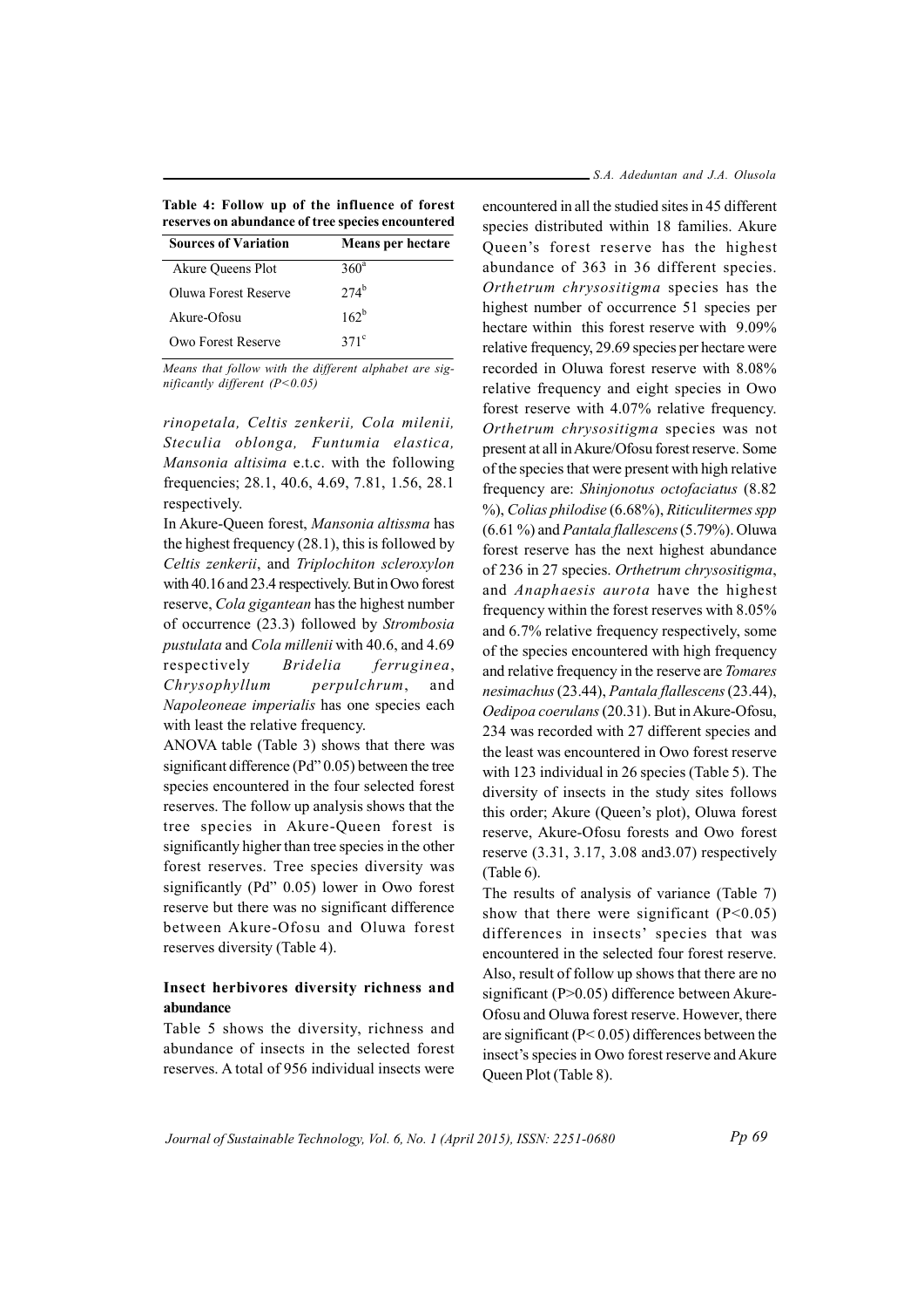**Table 4: Follow up of the influence of forest reserves on abundance of tree species encountered**

| Sources of Variation | Means per hectare |
|---|---|
| Akure Queens Plot | $360^a$ |
| Oluwa Forest Reserve | $274^b$ |
| Akure-Ofosu | $162^b$ |
| Owo Forest Reserve | $371^c$ |

*Means that follow with the different alphabet are significantly different (P<0.05)*

*rinopetala, Celtis zenkerii, Cola milenii, Steculia oblonga, Funtumia elastica, Mansonia altisima* e.t.c. with the following frequencies; 28.1, 40.6, 4.69, 7.81, 1.56, 28.1 respectively.

In Akure-Queen forest, *Mansonia altissma* has the highest frequency (28.1), this is followed by *Celtis zenkerii*, and *Triplochiton scleroxylon* with 40.16 and 23.4 respectively. But in Owo forest reserve, *Cola gigantean* has the highest number of occurrence (23.3) followed by *Strombosia pustulata* and *Cola millenii* with 40.6, and 4.69 respectively *Bridelia ferruginea*, *Chrysophyllum perpulchrum*, and *Napoleoneae imperialis* has one species each with least the relative frequency.

ANOVA table (Table 3) shows that there was significant difference (Pd" 0.05) between the tree species encountered in the four selected forest reserves. The follow up analysis shows that the tree species in Akure-Queen forest is significantly higher than tree species in the other forest reserves. Tree species diversity was significantly (Pd" 0.05) lower in Owo forest reserve but there was no significant difference between Akure-Ofosu and Oluwa forest reserves diversity (Table 4).

## Insect herbivores diversity richness and abundance

Table 5 shows the diversity, richness and abundance of insects in the selected forest reserves. A total of 956 individual insects were encountered in all the studied sites in 45 different species distributed within 18 families. Akure Queen's forest reserve has the highest abundance of 363 in 36 different species. *Orthetrum chrysositigma* species has the highest number of occurrence 51 species per hectare within this forest reserve with 9.09% relative frequency, 29.69 species per hectare were recorded in Oluwa forest reserve with 8.08% relative frequency and eight species in Owo forest reserve with 4.07% relative frequency. *Orthetrum chrysositigma* species was not present at all in Akure/Ofosu forest reserve. Some of the species that were present with high relative frequency are: *Shinjonotus octofaciatus* (8.82 %), *Colias philodise* (6.68%), *Riticulitermes spp* (6.61 %) and *Pantala flallescens* (5.79%). Oluwa forest reserve has the next highest abundance of 236 in 27 species. *Orthetrum chrysositigma*, and *Anaphaesis aurota* have the highest frequency within the forest reserves with 8.05% and 6.7% relative frequency respectively, some of the species encountered with high frequency and relative frequency in the reserve are *Tomares nesimachus* (23.44), *Pantala flallescens* (23.44), *Oedipoa coerulans* (20.31). But in Akure-Ofosu, 234 was recorded with 27 different species and the least was encountered in Owo forest reserve with 123 individual in 26 species (Table 5). The diversity of insects in the study sites follows this order; Akure (Queen's plot), Oluwa forest reserve, Akure-Ofosu forests and Owo forest reserve (3.31, 3.17, 3.08 and3.07) respectively (Table 6).

The results of analysis of variance (Table 7) show that there were significant ($P<0.05$) differences in insects' species that was encountered in the selected four forest reserve. Also, result of follow up shows that there are no significant ($P>0.05$) difference between Akure-Ofosu and Oluwa forest reserve. However, there are significant ($P< 0.05$) differences between the insect's species in Owo forest reserve and Akure Queen Plot (Table 8).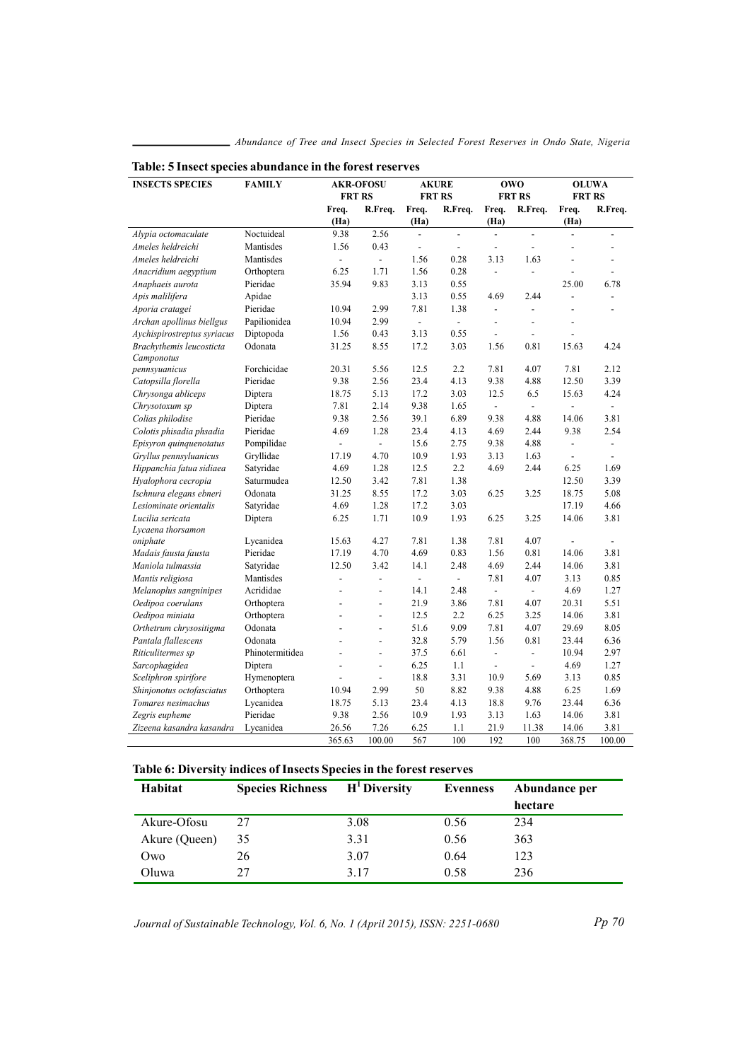**Table: 5 Insect species abundance in the forest reserves**

| INSECTS SPECIES | FAMILY | AKR-OFOSU FRT RS | | AKURE FRT RS | | OWO FRT RS | | OLUWA FRT RS | |
|---|---|---|---|---|---|---|---|---|---|
| | | Freq. (Ha) | R.Freq. | Freq. (Ha) | R.Freq. | Freq. (Ha) | R.Freq. | Freq. (Ha) | R.Freq. |
| *Alypia octomaculate* | Noctuideal | 9.38 | 2.56 | - | - | - | - | - | - |
| *Ameles heldreichi* | Mantisdes | 1.56 | 0.43 | - | - | - | - | - | - |
| *Ameles heldreichi* | Mantisdes | - | - | 1.56 | 0.28 | 3.13 | 1.63 | - | - |
| *Anacridium aegyptium* | Orthoptera | 6.25 | 1.71 | 1.56 | 0.28 | - | - | - | - |
| *Anaphaeis aurota* | Pieridae | 35.94 | 9.83 | 3.13 | 0.55 | | | 25.00 | 6.78 |
| *Apis malilifera* | Apidae | | | 3.13 | 0.55 | 4.69 | 2.44 | - | - |
| *Aporia cratagei* | Pieridae | 10.94 | 2.99 | 7.81 | 1.38 | - | - | - | - |
| *Archan apollinus biellgus* | Papilionidea | 10.94 | 2.99 | - | - | - | - | - | |
| *Aychispirostreptus syriacus* | Diptopoda | 1.56 | 0.43 | 3.13 | 0.55 | - | - | - | |
| *Brachythemis leucosticta* | Odonata | 31.25 | 8.55 | 17.2 | 3.03 | 1.56 | 0.81 | 15.63 | 4.24 |
| *Camponotus pennsyuanicus* | Forchicidae | 20.31 | 5.56 | 12.5 | 2.2 | 7.81 | 4.07 | 7.81 | 2.12 |
| *Catopsilla florella* | Pieridae | 9.38 | 2.56 | 23.4 | 4.13 | 9.38 | 4.88 | 12.50 | 3.39 |
| *Chrysonga abliceps* | Diptera | 18.75 | 5.13 | 17.2 | 3.03 | 12.5 | 6.5 | 15.63 | 4.24 |
| *Chrysotoxum sp* | Diptera | 7.81 | 2.14 | 9.38 | 1.65 | - | - | - | - |
| *Colias philodise* | Pieridae | 9.38 | 2.56 | 39.1 | 6.89 | 9.38 | 4.88 | 14.06 | 3.81 |
| *Colotis phisadia phsadia* | Pieridae | 4.69 | 1.28 | 23.4 | 4.13 | 4.69 | 2.44 | 9.38 | 2.54 |
| *Episyron quinquenotatus* | Pompilidae | - | - | 15.6 | 2.75 | 9.38 | 4.88 | - | - |
| *Gryllus pennsyluanicus* | Gryllidae | 17.19 | 4.70 | 10.9 | 1.93 | 3.13 | 1.63 | - | - |
| *Hippanchia fatua sidiaea* | Satyridae | 4.69 | 1.28 | 12.5 | 2.2 | 4.69 | 2.44 | 6.25 | 1.69 |
| *Hyalophora cecropia* | Saturmudea | 12.50 | 3.42 | 7.81 | 1.38 | | | 12.50 | 3.39 |
| *Ischnura elegans ebneri* | Odonata | 31.25 | 8.55 | 17.2 | 3.03 | 6.25 | 3.25 | 18.75 | 5.08 |
| *Lesiominate orientalis* | Satyridae | 4.69 | 1.28 | 17.2 | 3.03 | | | 17.19 | 4.66 |
| *Lucilia sericata* | Diptera | 6.25 | 1.71 | 10.9 | 1.93 | 6.25 | 3.25 | 14.06 | 3.81 |
| *Lycaena thorsamon oniphate* | Lycanidea | 15.63 | 4.27 | 7.81 | 1.38 | 7.81 | 4.07 | - | - |
| *Madais fausta fausta* | Pieridae | 17.19 | 4.70 | 4.69 | 0.83 | 1.56 | 0.81 | 14.06 | 3.81 |
| *Maniola tulmassia* | Satyridae | 12.50 | 3.42 | 14.1 | 2.48 | 4.69 | 2.44 | 14.06 | 3.81 |
| *Mantis religiosa* | Mantisdes | - | - | - | - | 7.81 | 4.07 | 3.13 | 0.85 |
| *Melanoplus sangninipes* | Acrididae | - | - | 14.1 | 2.48 | - | - | 4.69 | 1.27 |
| *Oedipoa coerulans* | Orthoptera | - | - | 21.9 | 3.86 | 7.81 | 4.07 | 20.31 | 5.51 |
| *Oedipoa miniata* | Orthoptera | - | - | 12.5 | 2.2 | 6.25 | 3.25 | 14.06 | 3.81 |
| *Orthetrum chrysositigma* | Odonata | - | - | 51.6 | 9.09 | 7.81 | 4.07 | 29.69 | 8.05 |
| *Pantala fallescens* | Odonata | - | - | 32.8 | 5.79 | 1.56 | 0.81 | 23.44 | 6.36 |
| *Riticulitermes sp* | Phinotermitidea | - | - | 37.5 | 6.61 | - | - | 10.94 | 2.97 |
| *Sarcophagidea* | Diptera | - | - | 6.25 | 1.1 | - | - | 4.69 | 1.27 |
| *Sceliphron spirifore* | Hymenoptera | - | - | 18.8 | 3.31 | 10.9 | 5.69 | 3.13 | 0.85 |
| *Shinjonotus octofasciatus* | Orthoptera | 10.94 | 2.99 | 50 | 8.82 | 9.38 | 4.88 | 6.25 | 1.69 |
| *Tomares nesimachus* | Lycanidea | 18.75 | 5.13 | 23.4 | 4.13 | 18.8 | 9.76 | 23.44 | 6.36 |
| *Zegris eupheme* | Pieridae | 9.38 | 2.56 | 10.9 | 1.93 | 3.13 | 1.63 | 14.06 | 3.81 |
| *Zizeena kasandra kasandra* | Lycanidea | 26.56 | 7.26 | 6.25 | 1.1 | 21.9 | 11.38 | 14.06 | 3.81 |
| | | 365.63 | 100.00 | 567 | 100 | 192 | 100 | 368.75 | 100.00 |

**Table 6: Diversity indices of Insects Species in the forest reserves**

| Habitat | Species Richness | $H^1$ Diversity | Evenness | Abundance per hectare |
|---|---|---|---|---|
| Akure-Ofosu | 27 | 3.08 | 0.56 | 234 |
| Akure (Queen) | 35 | 3.31 | 0.56 | 363 |
| Owo | 26 | 3.07 | 0.64 | 123 |
| Oluwa | 27 | 3.17 | 0.58 | 236 |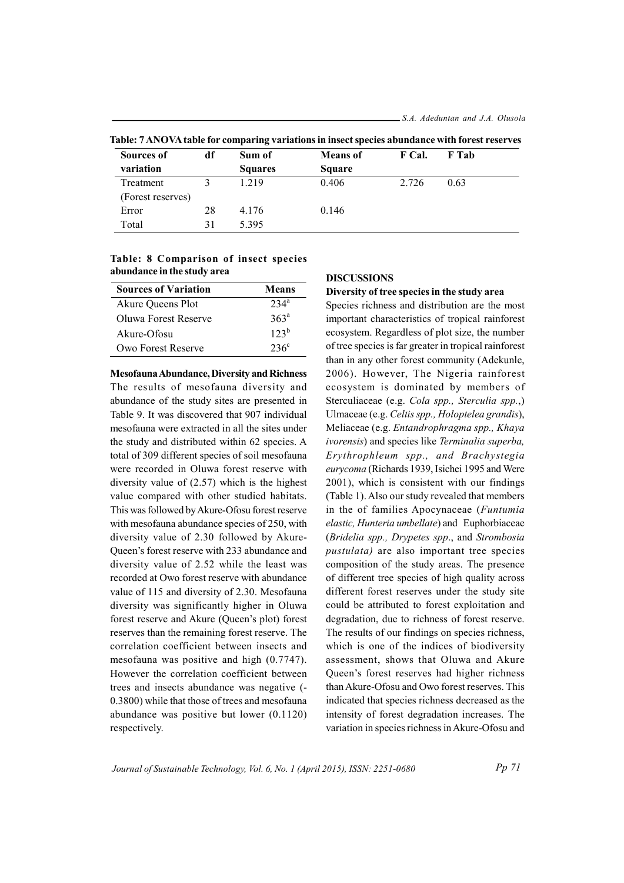**Table: 7 ANOVA table for comparing variations in insect species abundance with forest reserves**

| Sources of variation | df | Sum of Squares | Means of Square | F Cal. | F Tab |
|---|---|---|---|---|---|
| Treatment (Forest reserves) | 3 | 1.219 | 0.406 | 2.726 | 0.63 |
| Error | 28 | 4.176 | 0.146 | | |
| Total | 31 | 5.395 | | | |

**Table: 8 Comparison of insect species abundance in the study area**

| Sources of Variation | Means |
|---|---|
| Akure Queens Plot | $234^{a}$ |
| Oluwa Forest Reserve | $363^{a}$ |
| Akure-Ofosu | $123^{b}$ |
| Owo Forest Reserve | $236^{c}$ |

**Mesofauna Abundance, Diversity and Richness**

The results of mesofauna diversity and abundance of the study sites are presented in Table 9. It was discovered that 907 individual mesofauna were extracted in all the sites under the study and distributed within 62 species. A total of 309 different species of soil mesofauna were recorded in Oluwa forest reserve with diversity value of (2.57) which is the highest value compared with other studied habitats. This was followed by Akure-Ofosu forest reserve with mesofauna abundance species of 250, with diversity value of 2.30 followed by Akure-Queen's forest reserve with 233 abundance and diversity value of 2.52 while the least was recorded at Owo forest reserve with abundance value of 115 and diversity of 2.30. Mesofauna diversity was significantly higher in Oluwa forest reserve and Akure (Queen's plot) forest reserves than the remaining forest reserve. The correlation coefficient between insects and mesofauna was positive and high (0.7747). However the correlation coefficient between trees and insects abundance was negative (-0.3800) while that those of trees and mesofauna abundance was positive but lower (0.1120) respectively.

## DISCUSSIONS

**Diversity of tree species in the study area**

Species richness and distribution are the most important characteristics of tropical rainforest ecosystem. Regardless of plot size, the number of tree species is far greater in tropical rainforest than in any other forest community (Adekunle, 2006). However, The Nigeria rainforest ecosystem is dominated by members of Sterculiaceae (e.g. *Cola spp., Sterculia spp.,*) Ulmaceae (e.g. *Celtis spp., Holoptelea grandis*), Meliaceae (e.g. *Entandrophragma spp., Khaya ivorensis*) and species like *Terminalia superba, Erythrophleum spp., and Brachystegia eurycoma* (Richards 1939, Isichei 1995 and Were 2001), which is consistent with our findings (Table 1). Also our study revealed that members in the of families Apocynaceae (*Funtumia elastic, Hunteria umbellate*) and Euphorbiaceae (*Bridelia spp., Drypetes spp*., and *Strombosia pustulata)* are also important tree species composition of the study areas. The presence of different tree species of high quality across different forest reserves under the study site could be attributed to forest exploitation and degradation, due to richness of forest reserve. The results of our findings on species richness, which is one of the indices of biodiversity assessment, shows that Oluwa and Akure Queen's forest reserves had higher richness than Akure-Ofosu and Owo forest reserves. This indicated that species richness decreased as the intensity of forest degradation increases. The variation in species richness in Akure-Ofosu and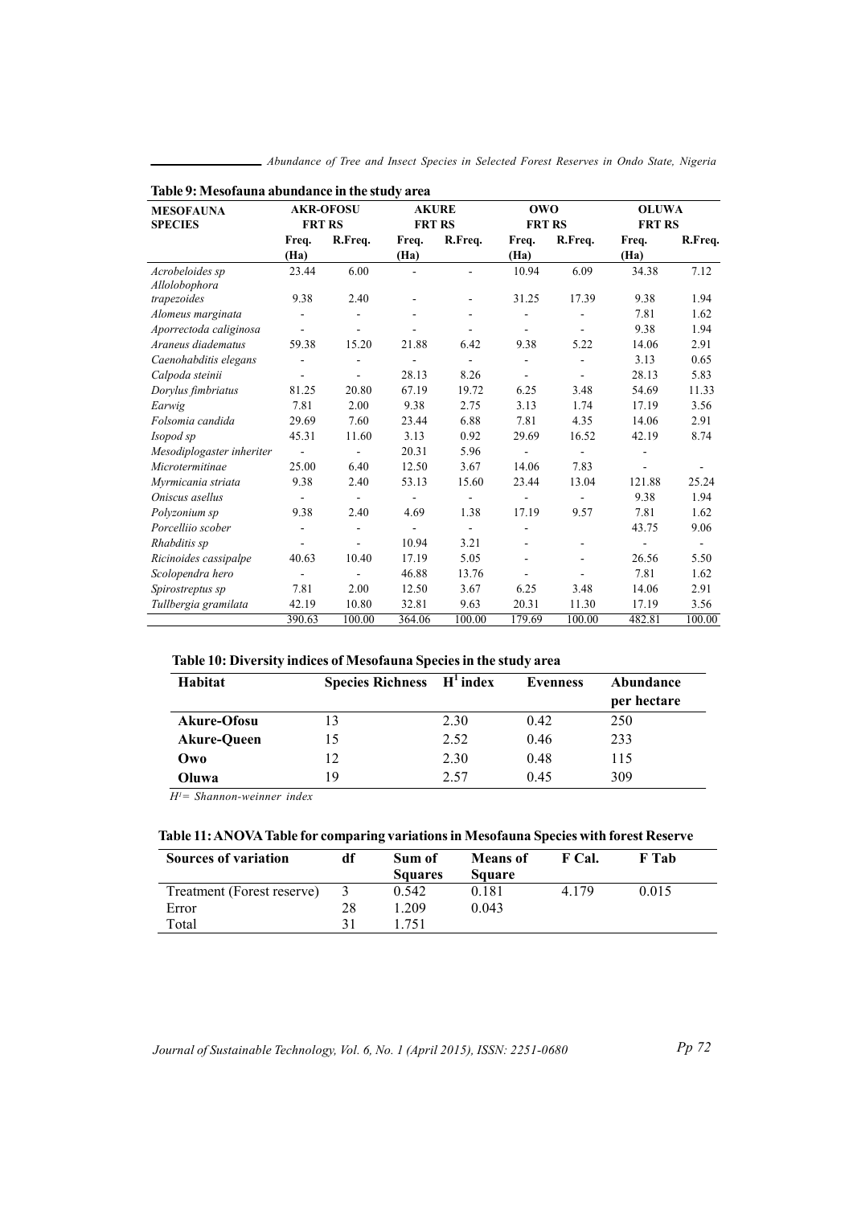**Table 9: Mesofauna abundance in the study area**

| MESOFAUNA SPECIES | AKR-OFOSU FRT RS | | AKURE FRT RS | | OWO FRT RS | | OLUWA FRT RS | |
|---|---|---|---|---|---|---|---|---|
| | Freq. (Ha) | R.Freq. | Freq. (Ha) | R.Freq. | Freq. (Ha) | R.Freq. | Freq. (Ha) | R.Freq. |
| *Acrobeloides sp* | 23.44 | 6.00 | - | - | 10.94 | 6.09 | 34.38 | 7.12 |
| *Allolobophora trapezoides* | 9.38 | 2.40 | - | - | 31.25 | 17.39 | 9.38 | 1.94 |
| *Alomeus marginata* | - | - | - | - | - | - | 7.81 | 1.62 |
| *Aporrectoda caliginosa* | - | - | - | - | - | - | 9.38 | 1.94 |
| *Araneus diadematus* | 59.38 | 15.20 | 21.88 | 6.42 | 9.38 | 5.22 | 14.06 | 2.91 |
| *Caenohabditis elegans* | - | - | - | - | - | - | 3.13 | 0.65 |
| *Calpoda steinii* | - | - | 28.13 | 8.26 | - | - | 28.13 | 5.83 |
| *Dorylus fimbriatus* | 81.25 | 20.80 | 67.19 | 19.72 | 6.25 | 3.48 | 54.69 | 11.33 |
| *Earwig* | 7.81 | 2.00 | 9.38 | 2.75 | 3.13 | 1.74 | 17.19 | 3.56 |
| *Folsomia candida* | 29.69 | 7.60 | 23.44 | 6.88 | 7.81 | 4.35 | 14.06 | 2.91 |
| *Isopod sp* | 45.31 | 11.60 | 3.13 | 0.92 | 29.69 | 16.52 | 42.19 | 8.74 |
| *Mesodiplogaster inheriter* | - | - | 20.31 | 5.96 | - | - | - | |
| *Microtermitinae* | 25.00 | 6.40 | 12.50 | 3.67 | 14.06 | 7.83 | - | - |
| *Myrmicania striata* | 9.38 | 2.40 | 53.13 | 15.60 | 23.44 | 13.04 | 121.88 | 25.24 |
| *Oniscus asellus* | - | - | - | - | - | - | 9.38 | 1.94 |
| *Polyzonium sp* | 9.38 | 2.40 | 4.69 | 1.38 | 17.19 | 9.57 | 7.81 | 1.62 |
| *Porcelliio scober* | - | - | - | - | - | | 43.75 | 9.06 |
| *Rhabditis sp* | - | - | 10.94 | 3.21 | - | - | - | - |
| *Ricinoides cassipalpe* | 40.63 | 10.40 | 17.19 | 5.05 | - | - | 26.56 | 5.50 |
| *Scolopendra hero* | - | - | 46.88 | 13.76 | - | - | 7.81 | 1.62 |
| *Spirostreptus sp* | 7.81 | 2.00 | 12.50 | 3.67 | 6.25 | 3.48 | 14.06 | 2.91 |
| *Tullbergia gramilata* | 42.19 | 10.80 | 32.81 | 9.63 | 20.31 | 11.30 | 17.19 | 3.56 |
| | 390.63 | 100.00 | 364.06 | 100.00 | 179.69 | 100.00 | 482.81 | 100.00 |

**Table 10: Diversity indices of Mesofauna Species in the study area**

| Habitat | Species Richness | $H^1$ index | Evenness | Abundance per hectare |
|---|---|---|---|---|
| **Akure-Ofosu** | 13 | 2.30 | 0.42 | 250 |
| **Akure-Queen** | 15 | 2.52 | 0.46 | 233 |
| **Owo** | 12 | 2.30 | 0.48 | 115 |
| **Oluwa** | 19 | 2.57 | 0.45 | 309 |

*$H^1$= Shannon-weinner index*

**Table 11: ANOVA Table for comparing variations in Mesofauna Species with forest Reserve**

| Sources of variation | df | Sum of Squares | Means of Square | F Cal. | F Tab |
|---|---|---|---|---|---|
| Treatment (Forest reserve) | 3 | 0.542 | 0.181 | 4.179 | 0.015 |
| Error | 28 | 1.209 | 0.043 | | |
| Total | 31 | 1.751 | | | |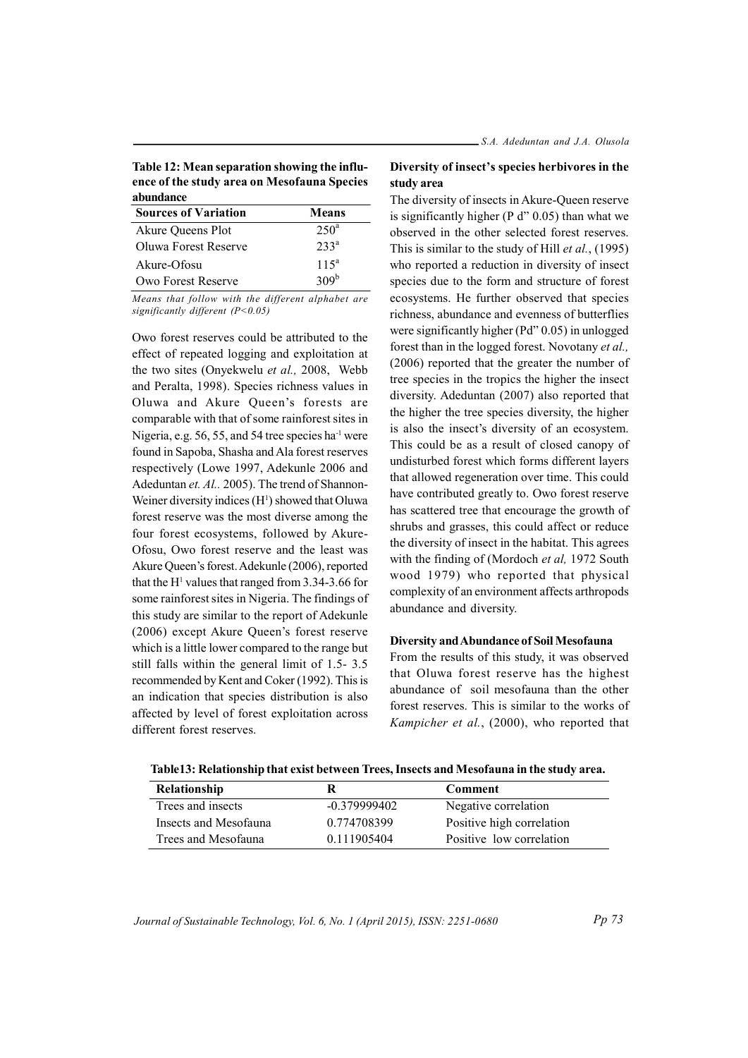**Table 12: Mean separation showing the influence of the study area on Mesofauna Species abundance**

| Sources of Variation | Means |
|---|---|
| Akure Queens Plot | 250[a] |
| Oluwa Forest Reserve | 233[a] |
| Akure-Ofosu | 115[a] |
| Owo Forest Reserve | 309[b] |

*Means that follow with the different alphabet are significantly different (P<0.05)*

Owo forest reserves could be attributed to the effect of repeated logging and exploitation at the two sites (Onyekwelu *et al.,* 2008, Webb and Peralta, 1998). Species richness values in Oluwa and Akure Queen's forests are comparable with that of some rainforest sites in Nigeria, e.g. 56, 55, and 54 tree species ha$^{-1}$ were found in Sapoba, Shasha and Ala forest reserves respectively (Lowe 1997, Adekunle 2006 and Adeduntan *et. Al..* 2005). The trend of Shannon-Weiner diversity indices (H[1]) showed that Oluwa forest reserve was the most diverse among the four forest ecosystems, followed by Akure-Ofosu, Owo forest reserve and the least was Akure Queen's forest. Adekunle (2006), reported that the H[1] values that ranged from 3.34-3.66 for some rainforest sites in Nigeria. The findings of this study are similar to the report of Adekunle (2006) except Akure Queen's forest reserve which is a little lower compared to the range but still falls within the general limit of 1.5- 3.5 recommended by Kent and Coker (1992). This is an indication that species distribution is also affected by level of forest exploitation across different forest reserves.

### Diversity of insect's species herbivores in the study area

The diversity of insects in Akure-Queen reserve is significantly higher (P d" 0.05) than what we observed in the other selected forest reserves. This is similar to the study of Hill *et al.*, (1995) who reported a reduction in diversity of insect species due to the form and structure of forest ecosystems. He further observed that species richness, abundance and evenness of butterflies were significantly higher (Pd" 0.05) in unlogged forest than in the logged forest. Novotany *et al.,* (2006) reported that the greater the number of tree species in the tropics the higher the insect diversity. Adeduntan (2007) also reported that the higher the tree species diversity, the higher is also the insect's diversity of an ecosystem. This could be as a result of closed canopy of undisturbed forest which forms different layers that allowed regeneration over time. This could have contributed greatly to. Owo forest reserve has scattered tree that encourage the growth of shrubs and grasses, this could affect or reduce the diversity of insect in the habitat. This agrees with the finding of (Mordoch *et al,* 1972 South wood 1979) who reported that physical complexity of an environment affects arthropods abundance and diversity.

### Diversity and Abundance of Soil Mesofauna

From the results of this study, it was observed that Oluwa forest reserve has the highest abundance of soil mesofauna than the other forest reserves. This is similar to the works of *Kampicher et al.*, (2000), who reported that

**Table13: Relationship that exist between Trees, Insects and Mesofauna in the study area.**

| Relationship | R | Comment |
|---|---|---|
| Trees and insects | -0.379999402 | Negative correlation |
| Insects and Mesofauna | 0.774708399 | Positive high correlation |
| Trees and Mesofauna | 0.111905404 | Positive low correlation |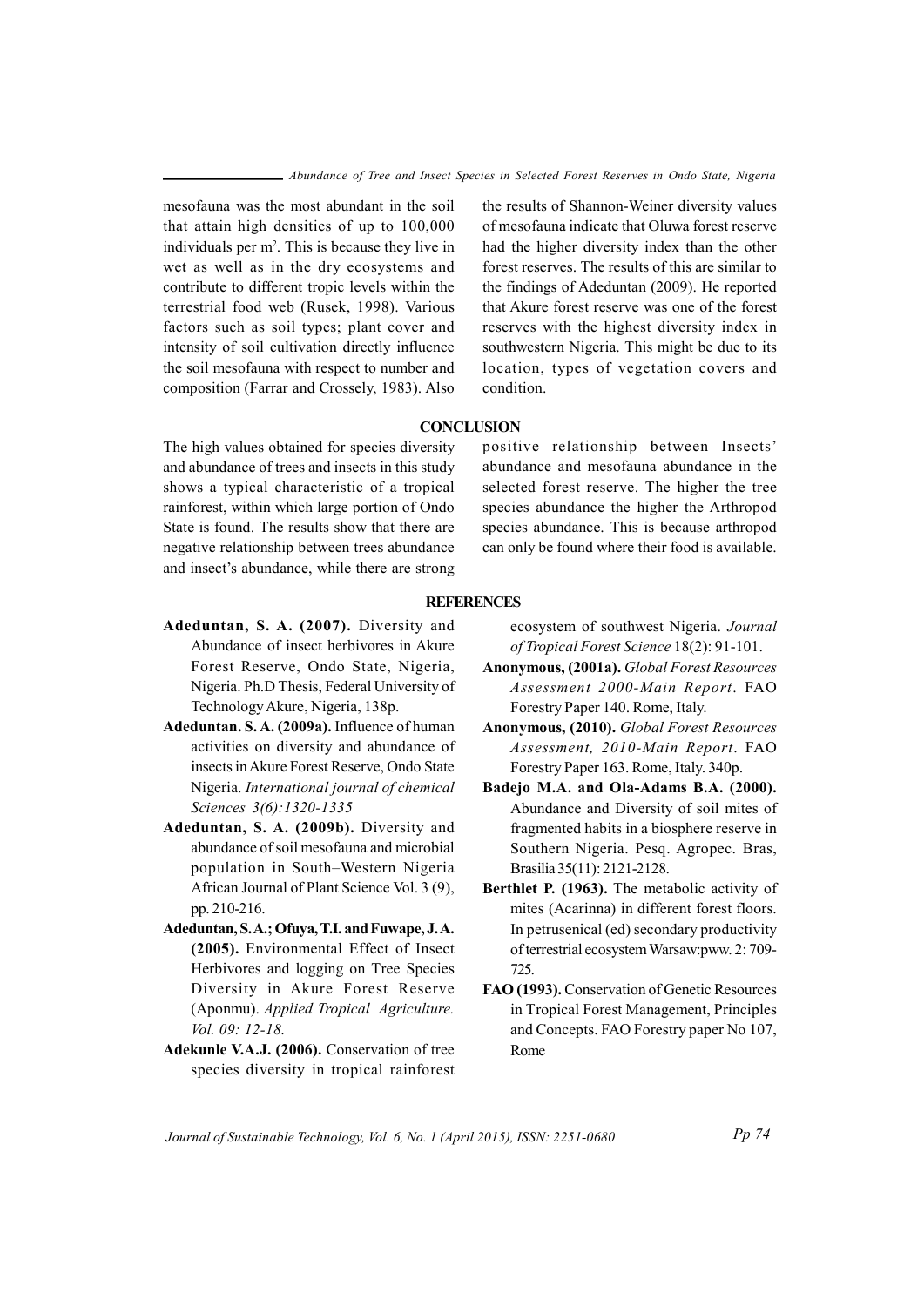mesofauna was the most abundant in the soil that attain high densities of up to 100,000 individuals per $m^2$. This is because they live in wet as well as in the dry ecosystems and contribute to different tropic levels within the terrestrial food web (Rusek, 1998). Various factors such as soil types; plant cover and intensity of soil cultivation directly influence the soil mesofauna with respect to number and composition (Farrar and Crossely, 1983). Also the results of Shannon-Weiner diversity values of mesofauna indicate that Oluwa forest reserve had the higher diversity index than the other forest reserves. The results of this are similar to the findings of Adeduntan (2009). He reported that Akure forest reserve was one of the forest reserves with the highest diversity index in southwestern Nigeria. This might be due to its location, types of vegetation covers and condition.

## CONCLUSION

The high values obtained for species diversity and abundance of trees and insects in this study shows a typical characteristic of a tropical rainforest, within which large portion of Ondo State is found. The results show that there are negative relationship between trees abundance and insect's abundance, while there are strong positive relationship between Insects' abundance and mesofauna abundance in the selected forest reserve. The higher the tree species abundance the higher the Arthropod species abundance. This is because arthropod can only be found where their food is available.

## REFERENCES

**Adeduntan, S. A. (2007).** Diversity and Abundance of insect herbivores in Akure Forest Reserve, Ondo State, Nigeria, Nigeria. Ph.D Thesis, Federal University of Technology Akure, Nigeria, 138p.

**Adeduntan. S. A. (2009a).** Influence of human activities on diversity and abundance of insects in Akure Forest Reserve, Ondo State Nigeria. *International journal of chemical Sciences 3(6):1320-1335*

**Adeduntan, S. A. (2009b).** Diversity and abundance of soil mesofauna and microbial population in South–Western Nigeria African Journal of Plant Science Vol. 3 (9), pp. 210-216.

**Adeduntan, S. A.; Ofuya, T.I. and Fuwape, J. A. (2005).** Environmental Effect of Insect Herbivores and logging on Tree Species Diversity in Akure Forest Reserve (Aponmu). *Applied Tropical Agriculture. Vol. 09: 12-18.*

**Adekunle V.A.J. (2006).** Conservation of tree species diversity in tropical rainforest ecosystem of southwest Nigeria. *Journal of Tropical Forest Science* 18(2): 91-101.

**Anonymous, (2001a).** *Global Forest Resources Assessment 2000-Main Report*. FAO Forestry Paper 140. Rome, Italy.

**Anonymous, (2010).** *Global Forest Resources Assessment, 2010-Main Report*. FAO Forestry Paper 163. Rome, Italy. 340p.

**Badejo M.A. and Ola-Adams B.A. (2000).** Abundance and Diversity of soil mites of fragmented habits in a biosphere reserve in Southern Nigeria. Pesq. Agropec. Bras, Brasilia 35(11): 2121-2128.

**Berthlet P. (1963).** The metabolic activity of mites (Acarinna) in different forest floors. In petrusenical (ed) secondary productivity of terrestrial ecosystem Warsaw:pww. 2: 709-725.

**FAO (1993).** Conservation of Genetic Resources in Tropical Forest Management, Principles and Concepts. FAO Forestry paper No 107, Rome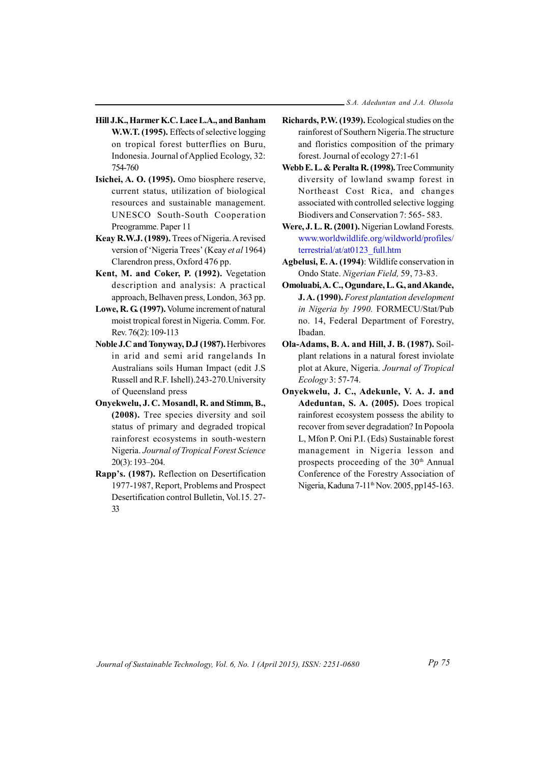**Hill J.K., Harmer K.C. Lace L.A., and Banham W.W.T. (1995).** Effects of selective logging on tropical forest butterflies on Buru, Indonesia. Journal of Applied Ecology, 32: 754-760

**Isichei, A. O. (1995).** Omo biosphere reserve, current status, utilization of biological resources and sustainable management. UNESCO South-South Cooperation Preogramme. Paper 11

**Keay R.W.J. (1989).** Trees of Nigeria. A revised version of 'Nigeria Trees' (Keay *et al* 1964) Clarendron press, Oxford 476 pp.

**Kent, M. and Coker, P. (1992).** Vegetation description and analysis: A practical approach, Belhaven press, London, 363 pp.

**Lowe, R. G. (1997).** Volume increment of natural moist tropical forest in Nigeria. Comm. For. Rev. 76(2): 109-113

**Noble J.C and Tonyway, D.J (1987).** Herbivores in arid and semi arid rangelands In Australians soils Human Impact (edit J.S Russell and R.F. Ishell).243-270.University of Queensland press

**Onyekwelu, J. C. Mosandl, R. and Stimm, B., (2008).** Tree species diversity and soil status of primary and degraded tropical rainforest ecosystems in south-western Nigeria. *Journal of Tropical Forest Science* 20(3): 193–204.

**Rapp's. (1987).** Reflection on Desertification 1977-1987, Report, Problems and Prospect Desertification control Bulletin, Vol.15. 27-33

**Richards, P.W. (1939).** Ecological studies on the rainforest of Southern Nigeria.The structure and floristics composition of the primary forest. Journal of ecology 27:1-61

**Webb E. L. & Peralta R. (1998).** Tree Community diversity of lowland swamp forest in Northeast Cost Rica, and changes associated with controlled selective logging Biodivers and Conservation 7: 565- 583.

**Were, J. L. R. (2001).** Nigerian Lowland Forests. www.worldwildlife.org/wildworld/profiles/terrestrial/at/at0123_full.htm

**Agbelusi, E. A. (1994)**: Wildlife conservation in Ondo State. *Nigerian Field,* 59, 73-83.

**Omoluabi, A. C., Ogundare, L. G., and Akande, J. A. (1990).** *Forest plantation development in Nigeria by 1990.* FORMECU/Stat/Pub no. 14, Federal Department of Forestry, Ibadan.

**Ola-Adams, B. A. and Hill, J. B. (1987).** Soil-plant relations in a natural forest inviolate plot at Akure, Nigeria. *Journal of Tropical Ecology* 3: 57-74.

**Onyekwelu, J. C., Adekunle, V. A. J. and Adeduntan, S. A. (2005).** Does tropical rainforest ecosystem possess the ability to recover from sever degradation? In Popoola L, Mfon P. Oni P.I. (Eds) Sustainable forest management in Nigeria lesson and prospects proceeding of the 30th Annual Conference of the Forestry Association of Nigeria, Kaduna 7-11th Nov. 2005, pp145-163.